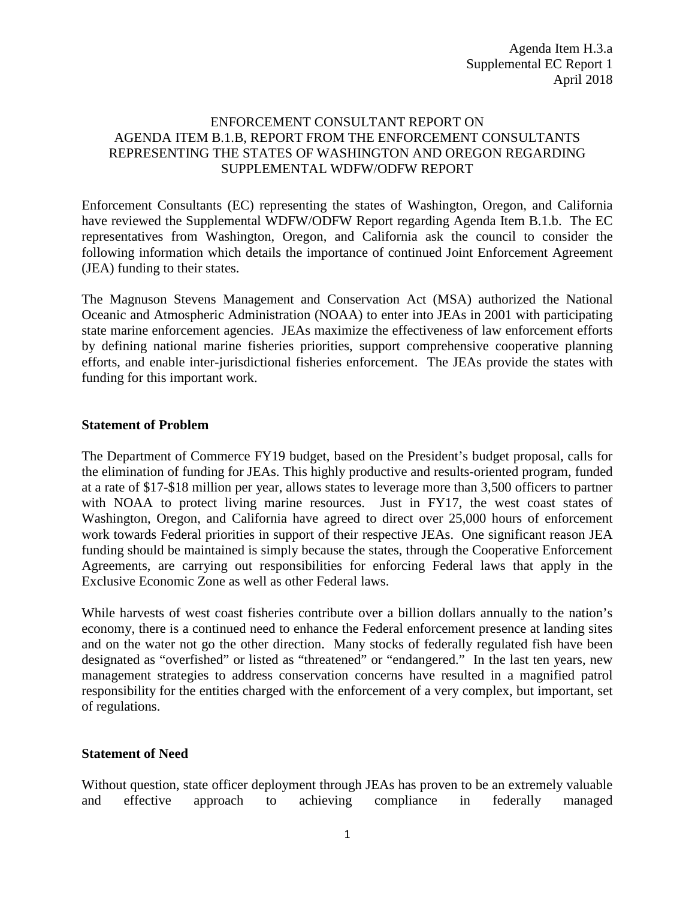Agenda Item H.3.a
Supplemental EC Report 1
April 2018

ENFORCEMENT CONSULTANT REPORT ON AGENDA ITEM B.1.B, REPORT FROM THE ENFORCEMENT CONSULTANTS REPRESENTING THE STATES OF WASHINGTON AND OREGON REGARDING SUPPLEMENTAL WDFW/ODFW REPORT

Enforcement Consultants (EC) representing the states of Washington, Oregon, and California have reviewed the Supplemental WDFW/ODFW Report regarding Agenda Item B.1.b. The EC representatives from Washington, Oregon, and California ask the council to consider the following information which details the importance of continued Joint Enforcement Agreement (JEA) funding to their states.

The Magnuson Stevens Management and Conservation Act (MSA) authorized the National Oceanic and Atmospheric Administration (NOAA) to enter into JEAs in 2001 with participating state marine enforcement agencies. JEAs maximize the effectiveness of law enforcement efforts by defining national marine fisheries priorities, support comprehensive cooperative planning efforts, and enable inter-jurisdictional fisheries enforcement. The JEAs provide the states with funding for this important work.

## Statement of Problem

The Department of Commerce FY19 budget, based on the President's budget proposal, calls for the elimination of funding for JEAs. This highly productive and results-oriented program, funded at a rate of \$17-\$18 million per year, allows states to leverage more than 3,500 officers to partner with NOAA to protect living marine resources. Just in FY17, the west coast states of Washington, Oregon, and California have agreed to direct over 25,000 hours of enforcement work towards Federal priorities in support of their respective JEAs. One significant reason JEA funding should be maintained is simply because the states, through the Cooperative Enforcement Agreements, are carrying out responsibilities for enforcing Federal laws that apply in the Exclusive Economic Zone as well as other Federal laws.

While harvests of west coast fisheries contribute over a billion dollars annually to the nation's economy, there is a continued need to enhance the Federal enforcement presence at landing sites and on the water not go the other direction. Many stocks of federally regulated fish have been designated as "overfished" or listed as "threatened" or "endangered." In the last ten years, new management strategies to address conservation concerns have resulted in a magnified patrol responsibility for the entities charged with the enforcement of a very complex, but important, set of regulations.

## Statement of Need

Without question, state officer deployment through JEAs has proven to be an extremely valuable and effective approach to achieving compliance in federally managed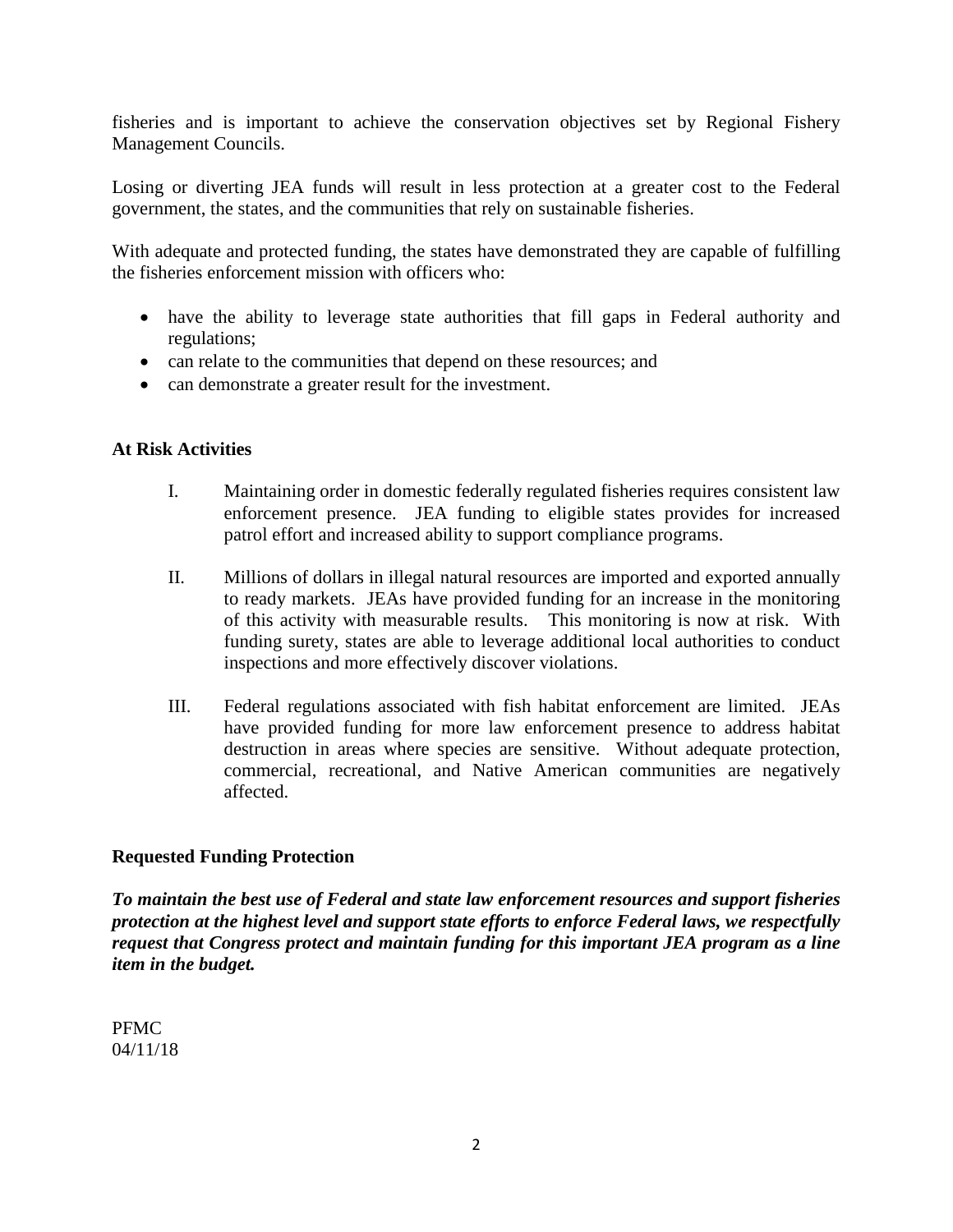fisheries and is important to achieve the conservation objectives set by Regional Fishery Management Councils.

Losing or diverting JEA funds will result in less protection at a greater cost to the Federal government, the states, and the communities that rely on sustainable fisheries.

With adequate and protected funding, the states have demonstrated they are capable of fulfilling the fisheries enforcement mission with officers who:

- have the ability to leverage state authorities that fill gaps in Federal authority and regulations;
- can relate to the communities that depend on these resources; and
- can demonstrate a greater result for the investment.

**At Risk Activities**

I. Maintaining order in domestic federally regulated fisheries requires consistent law enforcement presence. JEA funding to eligible states provides for increased patrol effort and increased ability to support compliance programs.

II. Millions of dollars in illegal natural resources are imported and exported annually to ready markets. JEAs have provided funding for an increase in the monitoring of this activity with measurable results. This monitoring is now at risk. With funding surety, states are able to leverage additional local authorities to conduct inspections and more effectively discover violations.

III. Federal regulations associated with fish habitat enforcement are limited. JEAs have provided funding for more law enforcement presence to address habitat destruction in areas where species are sensitive. Without adequate protection, commercial, recreational, and Native American communities are negatively affected.

**Requested Funding Protection**

***To maintain the best use of Federal and state law enforcement resources and support fisheries protection at the highest level and support state efforts to enforce Federal laws, we respectfully request that Congress protect and maintain funding for this important JEA program as a line item in the budget.***

PFMC
04/11/18